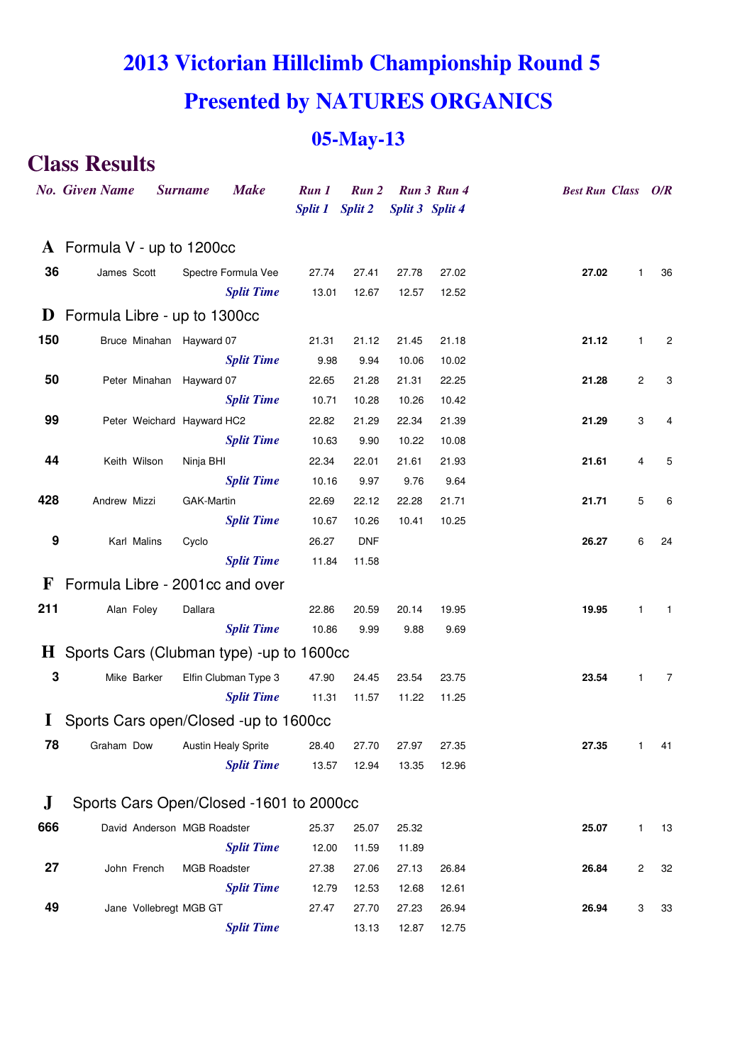# 2013 Victorian Hillclimb Championship Round 5

# Presented by NATURES ORGANICS

## 05-May-13

## Class Results

| No. | Given Name | Surname | Make | Run 1 / Split 1 | Run 2 / Split 2 | Run 3 / Split 3 | Run 4 / Split 4 | Best Run | Class | O/R |
|---|---|---|---|---|---|---|---|---|---|---|
| **A** | **Formula V - up to 1200cc** | | | | | | | | | |
| **36** | James | Scott | Spectre Formula Vee | 27.74 | 27.41 | 27.78 | 27.02 | **27.02** | 1 | 36 |
| | | | *Split Time* | 13.01 | 12.67 | 12.57 | 12.52 | | | |
| **D** | **Formula Libre - up to 1300cc** | | | | | | | | | |
| **150** | Bruce | Minahan | Hayward 07 | 21.31 | 21.12 | 21.45 | 21.18 | **21.12** | 1 | 2 |
| | | | *Split Time* | 9.98 | 9.94 | 10.06 | 10.02 | | | |
| **50** | Peter | Minahan | Hayward 07 | 22.65 | 21.28 | 21.31 | 22.25 | **21.28** | 2 | 3 |
| | | | *Split Time* | 10.71 | 10.28 | 10.26 | 10.42 | | | |
| **99** | Peter | Weichard | Hayward HC2 | 22.82 | 21.29 | 22.34 | 21.39 | **21.29** | 3 | 4 |
| | | | *Split Time* | 10.63 | 9.90 | 10.22 | 10.08 | | | |
| **44** | Keith | Wilson | Ninja BHI | 22.34 | 22.01 | 21.61 | 21.93 | **21.61** | 4 | 5 |
| | | | *Split Time* | 10.16 | 9.97 | 9.76 | 9.64 | | | |
| **428** | Andrew | Mizzi | GAK-Martin | 22.69 | 22.12 | 22.28 | 21.71 | **21.71** | 5 | 6 |
| | | | *Split Time* | 10.67 | 10.26 | 10.41 | 10.25 | | | |
| **9** | Karl | Malins | Cyclo | 26.27 | DNF | | | **26.27** | 6 | 24 |
| | | | *Split Time* | 11.84 | 11.58 | | | | | |
| **F** | **Formula Libre - 2001cc and over** | | | | | | | | | |
| **211** | Alan | Foley | Dallara | 22.86 | 20.59 | 20.14 | 19.95 | **19.95** | 1 | 1 |
| | | | *Split Time* | 10.86 | 9.99 | 9.88 | 9.69 | | | |
| **H** | **Sports Cars (Clubman type) -up to 1600cc** | | | | | | | | | |
| **3** | Mike | Barker | Elfin Clubman Type 3 | 47.90 | 24.45 | 23.54 | 23.75 | **23.54** | 1 | 7 |
| | | | *Split Time* | 11.31 | 11.57 | 11.22 | 11.25 | | | |
| **I** | **Sports Cars open/Closed -up to 1600cc** | | | | | | | | | |
| **78** | Graham | Dow | Austin Healy Sprite | 28.40 | 27.70 | 27.97 | 27.35 | **27.35** | 1 | 41 |
| | | | *Split Time* | 13.57 | 12.94 | 13.35 | 12.96 | | | |
| **J** | **Sports Cars Open/Closed -1601 to 2000cc** | | | | | | | | | |
| **666** | David | Anderson | MGB Roadster | 25.37 | 25.07 | 25.32 | | **25.07** | 1 | 13 |
| | | | *Split Time* | 12.00 | 11.59 | 11.89 | | | | |
| **27** | John | French | MGB Roadster | 27.38 | 27.06 | 27.13 | 26.84 | **26.84** | 2 | 32 |
| | | | *Split Time* | 12.79 | 12.53 | 12.68 | 12.61 | | | |
| **49** | Jane | Vollebregt | MGB GT | 27.47 | 27.70 | 27.23 | 26.94 | **26.94** | 3 | 33 |
| | | | *Split Time* | | 13.13 | 12.87 | 12.75 | | | |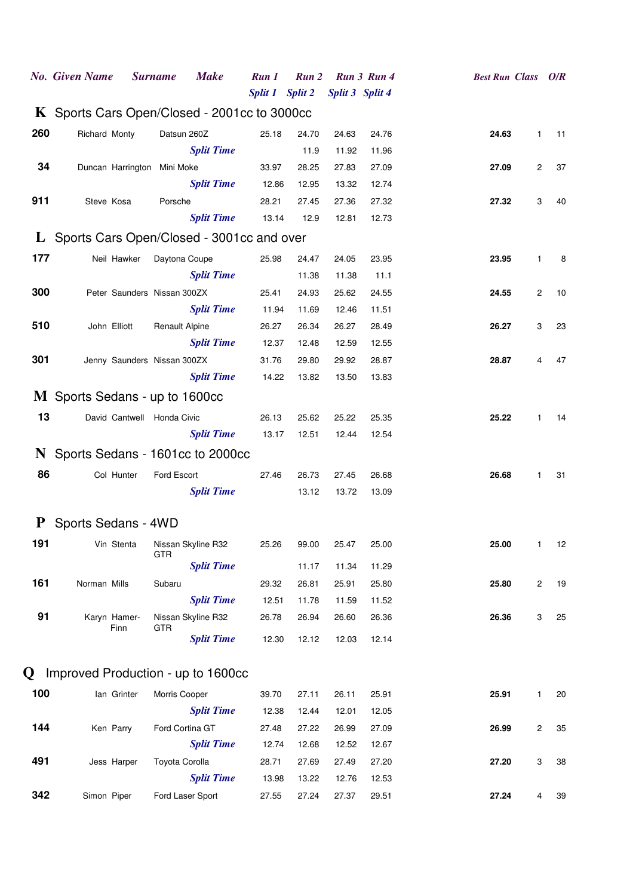| No. | Given Name | Surname | Make | Run 1 / Split 1 | Run 2 / Split 2 | Run 3 / Split 3 | Run 4 / Split 4 | Best Run | Class | O/R |
|---|---|---|---|---|---|---|---|---|---|---|
| **K** | **Sports Cars Open/Closed - 2001cc to 3000cc** | | | | | | | | | |
| **260** | Richard | Monty | Datsun 260Z | 25.18 | 24.70 | 24.63 | 24.76 | **24.63** | 1 | 11 |
| | | | *Split Time* | | 11.9 | 11.92 | 11.96 | | | |
| **34** | Duncan | Harrington | Mini Moke | 33.97 | 28.25 | 27.83 | 27.09 | **27.09** | 2 | 37 |
| | | | *Split Time* | 12.86 | 12.95 | 13.32 | 12.74 | | | |
| **911** | Steve | Kosa | Porsche | 28.21 | 27.45 | 27.36 | 27.32 | **27.32** | 3 | 40 |
| | | | *Split Time* | 13.14 | 12.9 | 12.81 | 12.73 | | | |
| **L** | **Sports Cars Open/Closed - 3001cc and over** | | | | | | | | | |
| **177** | Neil | Hawker | Daytona Coupe | 25.98 | 24.47 | 24.05 | 23.95 | **23.95** | 1 | 8 |
| | | | *Split Time* | | 11.38 | 11.38 | 11.1 | | | |
| **300** | Peter | Saunders | Nissan 300ZX | 25.41 | 24.93 | 25.62 | 24.55 | **24.55** | 2 | 10 |
| | | | *Split Time* | 11.94 | 11.69 | 12.46 | 11.51 | | | |
| **510** | John | Elliott | Renault Alpine | 26.27 | 26.34 | 26.27 | 28.49 | **26.27** | 3 | 23 |
| | | | *Split Time* | 12.37 | 12.48 | 12.59 | 12.55 | | | |
| **301** | Jenny | Saunders | Nissan 300ZX | 31.76 | 29.80 | 29.92 | 28.87 | **28.87** | 4 | 47 |
| | | | *Split Time* | 14.22 | 13.82 | 13.50 | 13.83 | | | |
| **M** | **Sports Sedans - up to 1600cc** | | | | | | | | | |
| **13** | David | Cantwell | Honda Civic | 26.13 | 25.62 | 25.22 | 25.35 | **25.22** | 1 | 14 |
| | | | *Split Time* | 13.17 | 12.51 | 12.44 | 12.54 | | | |
| **N** | **Sports Sedans - 1601cc to 2000cc** | | | | | | | | | |
| **86** | Col | Hunter | Ford Escort | 27.46 | 26.73 | 27.45 | 26.68 | **26.68** | 1 | 31 |
| | | | *Split Time* | | 13.12 | 13.72 | 13.09 | | | |
| **P** | **Sports Sedans - 4WD** | | | | | | | | | |
| **191** | Vin | Stenta | Nissan Skyline R32 GTR | 25.26 | 99.00 | 25.47 | 25.00 | **25.00** | 1 | 12 |
| | | | *Split Time* | | 11.17 | 11.34 | 11.29 | | | |
| **161** | Norman | Mills | Subaru | 29.32 | 26.81 | 25.91 | 25.80 | **25.80** | 2 | 19 |
| | | | *Split Time* | 12.51 | 11.78 | 11.59 | 11.52 | | | |
| **91** | Karyn | Hamer-Finn | Nissan Skyline R32 GTR | 26.78 | 26.94 | 26.60 | 26.36 | **26.36** | 3 | 25 |
| | | | *Split Time* | 12.30 | 12.12 | 12.03 | 12.14 | | | |
| **Q** | **Improved Production - up to 1600cc** | | | | | | | | | |
| **100** | Ian | Grinter | Morris Cooper | 39.70 | 27.11 | 26.11 | 25.91 | **25.91** | 1 | 20 |
| | | | *Split Time* | 12.38 | 12.44 | 12.01 | 12.05 | | | |
| **144** | Ken | Parry | Ford Cortina GT | 27.48 | 27.22 | 26.99 | 27.09 | **26.99** | 2 | 35 |
| | | | *Split Time* | 12.74 | 12.68 | 12.52 | 12.67 | | | |
| **491** | Jess | Harper | Toyota Corolla | 28.71 | 27.69 | 27.49 | 27.20 | **27.20** | 3 | 38 |
| | | | *Split Time* | 13.98 | 13.22 | 12.76 | 12.53 | | | |
| **342** | Simon | Piper | Ford Laser Sport | 27.55 | 27.24 | 27.37 | 29.51 | **27.24** | 4 | 39 |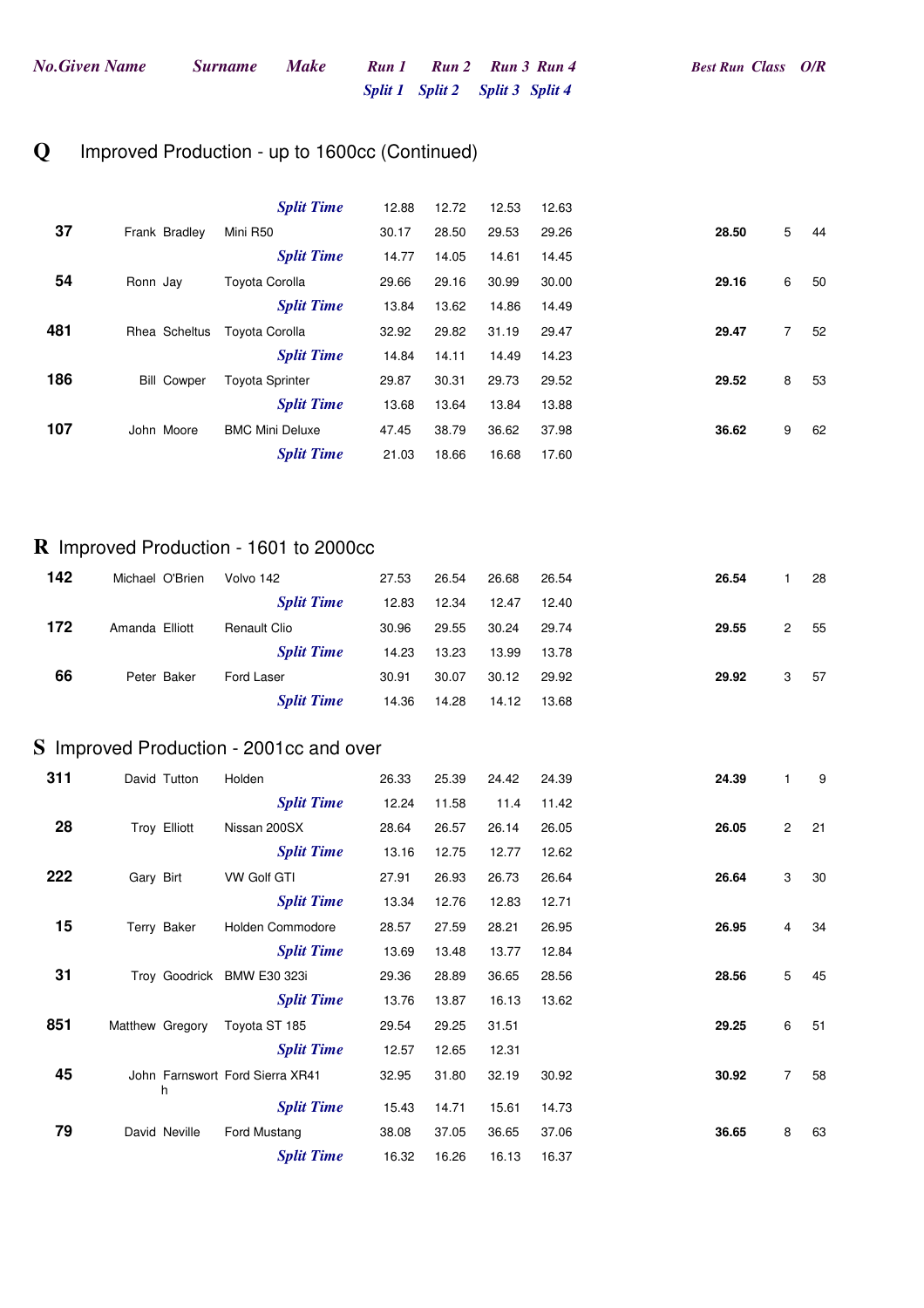| No. | Given Name | Surname | Make | Run 1 / Split 1 | Run 2 / Split 2 | Run 3 / Split 3 | Run 4 / Split 4 | Best Run | Class | O/R |
|---|---|---|---|---|---|---|---|---|---|---|

## Q Improved Production - up to 1600cc (Continued)

| No. | Given Name | Surname | Make | Run 1 | Run 2 | Run 3 | Run 4 | Best Run | Class | O/R |
|---|---|---|---|---|---|---|---|---|---|---|
| | | | *Split Time* | 12.88 | 12.72 | 12.53 | 12.63 | | | |
| 37 | Frank | Bradley | Mini R50 | 30.17 | 28.50 | 29.53 | 29.26 | **28.50** | 5 | 44 |
| | | | *Split Time* | 14.77 | 14.05 | 14.61 | 14.45 | | | |
| 54 | Ronn | Jay | Toyota Corolla | 29.66 | 29.16 | 30.99 | 30.00 | **29.16** | 6 | 50 |
| | | | *Split Time* | 13.84 | 13.62 | 14.86 | 14.49 | | | |
| 481 | Rhea | Scheltus | Toyota Corolla | 32.92 | 29.82 | 31.19 | 29.47 | **29.47** | 7 | 52 |
| | | | *Split Time* | 14.84 | 14.11 | 14.49 | 14.23 | | | |
| 186 | Bill | Cowper | Toyota Sprinter | 29.87 | 30.31 | 29.73 | 29.52 | **29.52** | 8 | 53 |
| | | | *Split Time* | 13.68 | 13.64 | 13.84 | 13.88 | | | |
| 107 | John | Moore | BMC Mini Deluxe | 47.45 | 38.79 | 36.62 | 37.98 | **36.62** | 9 | 62 |
| | | | *Split Time* | 21.03 | 18.66 | 16.68 | 17.60 | | | |

## R Improved Production - 1601 to 2000cc

| No. | Given Name | Surname | Make | Run 1 | Run 2 | Run 3 | Run 4 | Best Run | Class | O/R |
|---|---|---|---|---|---|---|---|---|---|---|
| 142 | Michael | O'Brien | Volvo 142 | 27.53 | 26.54 | 26.68 | 26.54 | **26.54** | 1 | 28 |
| | | | *Split Time* | 12.83 | 12.34 | 12.47 | 12.40 | | | |
| 172 | Amanda | Elliott | Renault Clio | 30.96 | 29.55 | 30.24 | 29.74 | **29.55** | 2 | 55 |
| | | | *Split Time* | 14.23 | 13.23 | 13.99 | 13.78 | | | |
| 66 | Peter | Baker | Ford Laser | 30.91 | 30.07 | 30.12 | 29.92 | **29.92** | 3 | 57 |
| | | | *Split Time* | 14.36 | 14.28 | 14.12 | 13.68 | | | |

## S Improved Production - 2001cc and over

| No. | Given Name | Surname | Make | Run 1 | Run 2 | Run 3 | Run 4 | Best Run | Class | O/R |
|---|---|---|---|---|---|---|---|---|---|---|
| 311 | David | Tutton | Holden | 26.33 | 25.39 | 24.42 | 24.39 | **24.39** | 1 | 9 |
| | | | *Split Time* | 12.24 | 11.58 | 11.4 | 11.42 | | | |
| 28 | Troy | Elliott | Nissan 200SX | 28.64 | 26.57 | 26.14 | 26.05 | **26.05** | 2 | 21 |
| | | | *Split Time* | 13.16 | 12.75 | 12.77 | 12.62 | | | |
| 222 | Gary | Birt | VW Golf GTI | 27.91 | 26.93 | 26.73 | 26.64 | **26.64** | 3 | 30 |
| | | | *Split Time* | 13.34 | 12.76 | 12.83 | 12.71 | | | |
| 15 | Terry | Baker | Holden Commodore | 28.57 | 27.59 | 28.21 | 26.95 | **26.95** | 4 | 34 |
| | | | *Split Time* | 13.69 | 13.48 | 13.77 | 12.84 | | | |
| 31 | Troy | Goodrick | BMW E30 323i | 29.36 | 28.89 | 36.65 | 28.56 | **28.56** | 5 | 45 |
| | | | *Split Time* | 13.76 | 13.87 | 16.13 | 13.62 | | | |
| 851 | Matthew | Gregory | Toyota ST 185 | 29.54 | 29.25 | 31.51 | | **29.25** | 6 | 51 |
| | | | *Split Time* | 12.57 | 12.65 | 12.31 | | | | |
| 45 | John | Farnsworth | Ford Sierra XR41 | 32.95 | 31.80 | 32.19 | 30.92 | **30.92** | 7 | 58 |
| | | | *Split Time* | 15.43 | 14.71 | 15.61 | 14.73 | | | |
| 79 | David | Neville | Ford Mustang | 38.08 | 37.05 | 36.65 | 37.06 | **36.65** | 8 | 63 |
| | | | *Split Time* | 16.32 | 16.26 | 16.13 | 16.37 | | | |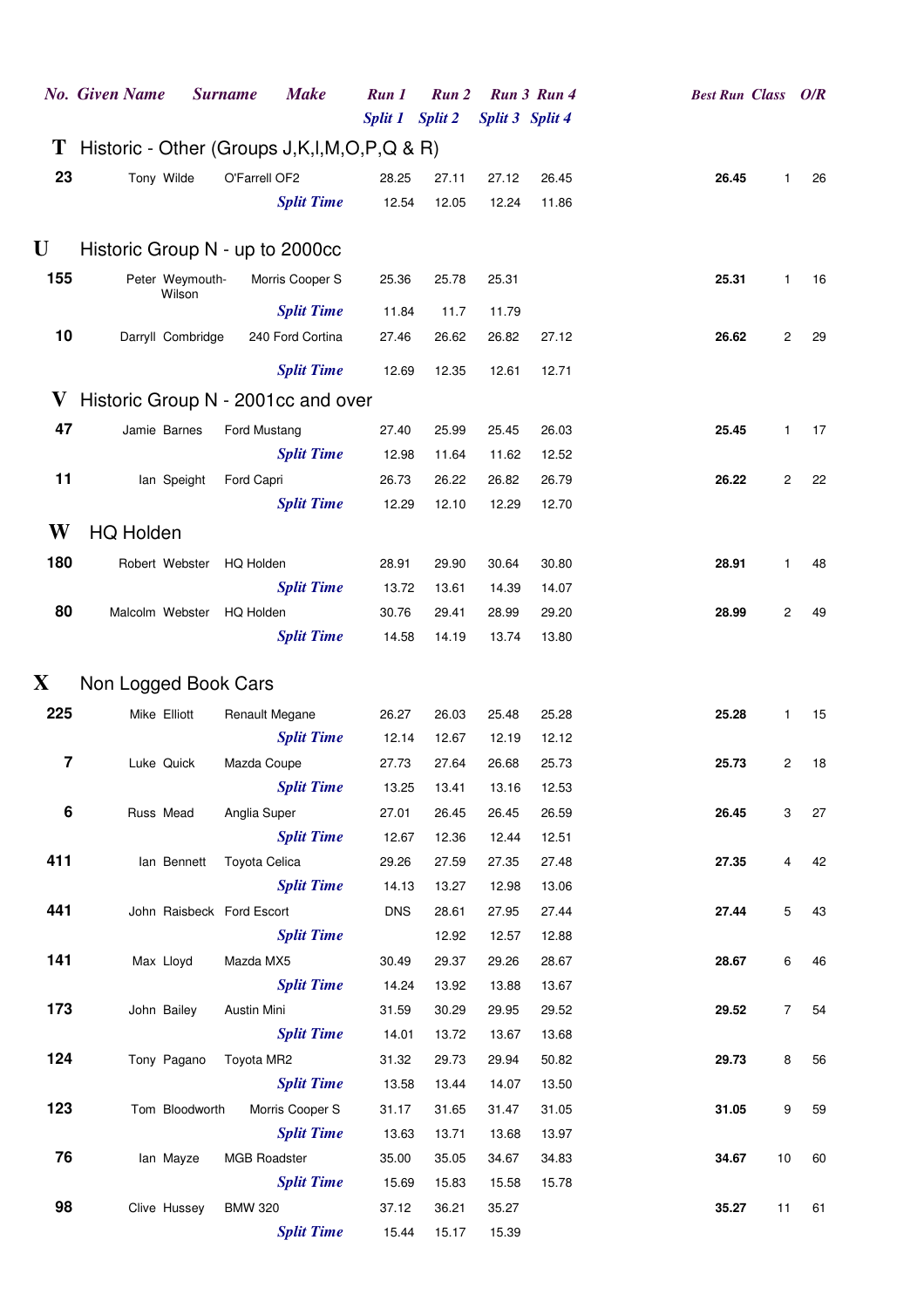| No. | Given Name | Surname | Make | Run 1 / Split 1 | Run 2 / Split 2 | Run 3 / Split 3 | Run 4 / Split 4 | Best Run | Class | O/R |
|---|---|---|---|---|---|---|---|---|---|---|
| **T** | Historic - Other (Groups J,K,I,M,O,P,Q & R) | | | | | | | | | |
| 23 | Tony | Wilde | O'Farrell OF2 | 28.25 | 27.11 | 27.12 | 26.45 | 26.45 | 1 | 26 |
| | | | *Split Time* | 12.54 | 12.05 | 12.24 | 11.86 | | | |
| **U** | Historic Group N - up to 2000cc | | | | | | | | | |
| 155 | Peter | Weymouth-Wilson | Morris Cooper S | 25.36 | 25.78 | 25.31 | | 25.31 | 1 | 16 |
| | | | *Split Time* | 11.84 | 11.7 | 11.79 | | | | |
| 10 | Darryll | Combridge | 240 Ford Cortina | 27.46 | 26.62 | 26.82 | 27.12 | 26.62 | 2 | 29 |
| | | | *Split Time* | 12.69 | 12.35 | 12.61 | 12.71 | | | |
| **V** | Historic Group N - 2001cc and over | | | | | | | | | |
| 47 | Jamie | Barnes | Ford Mustang | 27.40 | 25.99 | 25.45 | 26.03 | 25.45 | 1 | 17 |
| | | | *Split Time* | 12.98 | 11.64 | 11.62 | 12.52 | | | |
| 11 | Ian | Speight | Ford Capri | 26.73 | 26.22 | 26.82 | 26.79 | 26.22 | 2 | 22 |
| | | | *Split Time* | 12.29 | 12.10 | 12.29 | 12.70 | | | |
| **W** | HQ Holden | | | | | | | | | |
| 180 | Robert | Webster | HQ Holden | 28.91 | 29.90 | 30.64 | 30.80 | 28.91 | 1 | 48 |
| | | | *Split Time* | 13.72 | 13.61 | 14.39 | 14.07 | | | |
| 80 | Malcolm | Webster | HQ Holden | 30.76 | 29.41 | 28.99 | 29.20 | 28.99 | 2 | 49 |
| | | | *Split Time* | 14.58 | 14.19 | 13.74 | 13.80 | | | |
| **X** | Non Logged Book Cars | | | | | | | | | |
| 225 | Mike | Elliott | Renault Megane | 26.27 | 26.03 | 25.48 | 25.28 | 25.28 | 1 | 15 |
| | | | *Split Time* | 12.14 | 12.67 | 12.19 | 12.12 | | | |
| 7 | Luke | Quick | Mazda Coupe | 27.73 | 27.64 | 26.68 | 25.73 | 25.73 | 2 | 18 |
| | | | *Split Time* | 13.25 | 13.41 | 13.16 | 12.53 | | | |
| 6 | Russ | Mead | Anglia Super | 27.01 | 26.45 | 26.45 | 26.59 | 26.45 | 3 | 27 |
| | | | *Split Time* | 12.67 | 12.36 | 12.44 | 12.51 | | | |
| 411 | Ian | Bennett | Toyota Celica | 29.26 | 27.59 | 27.35 | 27.48 | 27.35 | 4 | 42 |
| | | | *Split Time* | 14.13 | 13.27 | 12.98 | 13.06 | | | |
| 441 | John | Raisbeck | Ford Escort | DNS | 28.61 | 27.95 | 27.44 | 27.44 | 5 | 43 |
| | | | *Split Time* | | 12.92 | 12.57 | 12.88 | | | |
| 141 | Max | Lloyd | Mazda MX5 | 30.49 | 29.37 | 29.26 | 28.67 | 28.67 | 6 | 46 |
| | | | *Split Time* | 14.24 | 13.92 | 13.88 | 13.67 | | | |
| 173 | John | Bailey | Austin Mini | 31.59 | 30.29 | 29.95 | 29.52 | 29.52 | 7 | 54 |
| | | | *Split Time* | 14.01 | 13.72 | 13.67 | 13.68 | | | |
| 124 | Tony | Pagano | Toyota MR2 | 31.32 | 29.73 | 29.94 | 50.82 | 29.73 | 8 | 56 |
| | | | *Split Time* | 13.58 | 13.44 | 14.07 | 13.50 | | | |
| 123 | Tom | Bloodworth | Morris Cooper S | 31.17 | 31.65 | 31.47 | 31.05 | 31.05 | 9 | 59 |
| | | | *Split Time* | 13.63 | 13.71 | 13.68 | 13.97 | | | |
| 76 | Ian | Mayze | MGB Roadster | 35.00 | 35.05 | 34.67 | 34.83 | 34.67 | 10 | 60 |
| | | | *Split Time* | 15.69 | 15.83 | 15.58 | 15.78 | | | |
| 98 | Clive | Hussey | BMW 320 | 37.12 | 36.21 | 35.27 | | 35.27 | 11 | 61 |
| | | | *Split Time* | 15.44 | 15.17 | 15.39 | | | | |